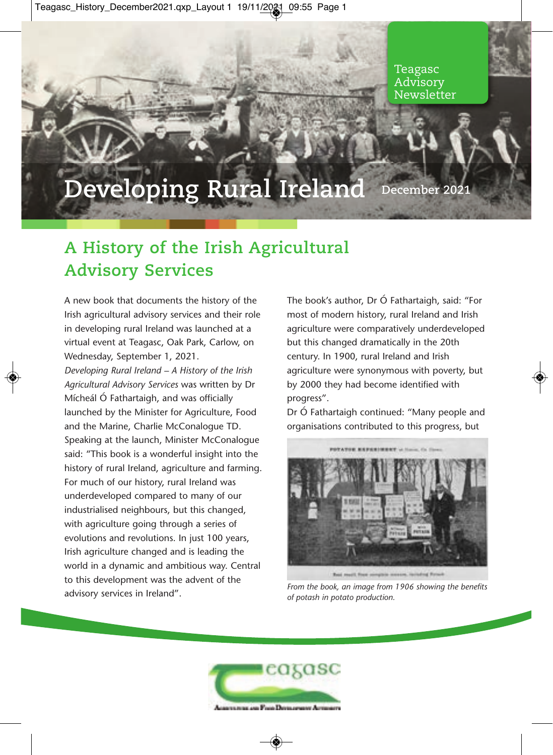Teagasc Advisory Newsletter

# Developing Rural Ireland

December 2021

## A History of the Irish Agricultural Advisory Services

A new book that documents the history of the Irish agricultural advisory services and their role in developing rural Ireland was launched at a virtual event at Teagasc, Oak Park, Carlow, on Wednesday, September 1, 2021.

*Developing Rural Ireland – A History of the Irish Agricultural Advisory Services* was written by Dr Mícheál Ó Fathartaigh, and was officially launched by the Minister for Agriculture, Food and the Marine, Charlie McConalogue TD.

Speaking at the launch, Minister McConalogue said: "This book is a wonderful insight into the history of rural Ireland, agriculture and farming. For much of our history, rural Ireland was underdeveloped compared to many of our industrialised neighbours, but this changed, with agriculture going through a series of evolutions and revolutions. In just 100 years, Irish agriculture changed and is leading the world in a dynamic and ambitious way. Central to this development was the advent of the advisory services in Ireland".

The book's author, Dr Ó Fathartaigh, said: "For most of modern history, rural Ireland and Irish agriculture were comparatively underdeveloped but this changed dramatically in the 20th century. In 1900, rural Ireland and Irish agriculture were synonymous with poverty, but by 2000 they had become identified with progress".

Dr Ó Fathartaigh continued: "Many people and organisations contributed to this progress, but

*From the book, an image from 1906 showing the benefits of potash in potato production.*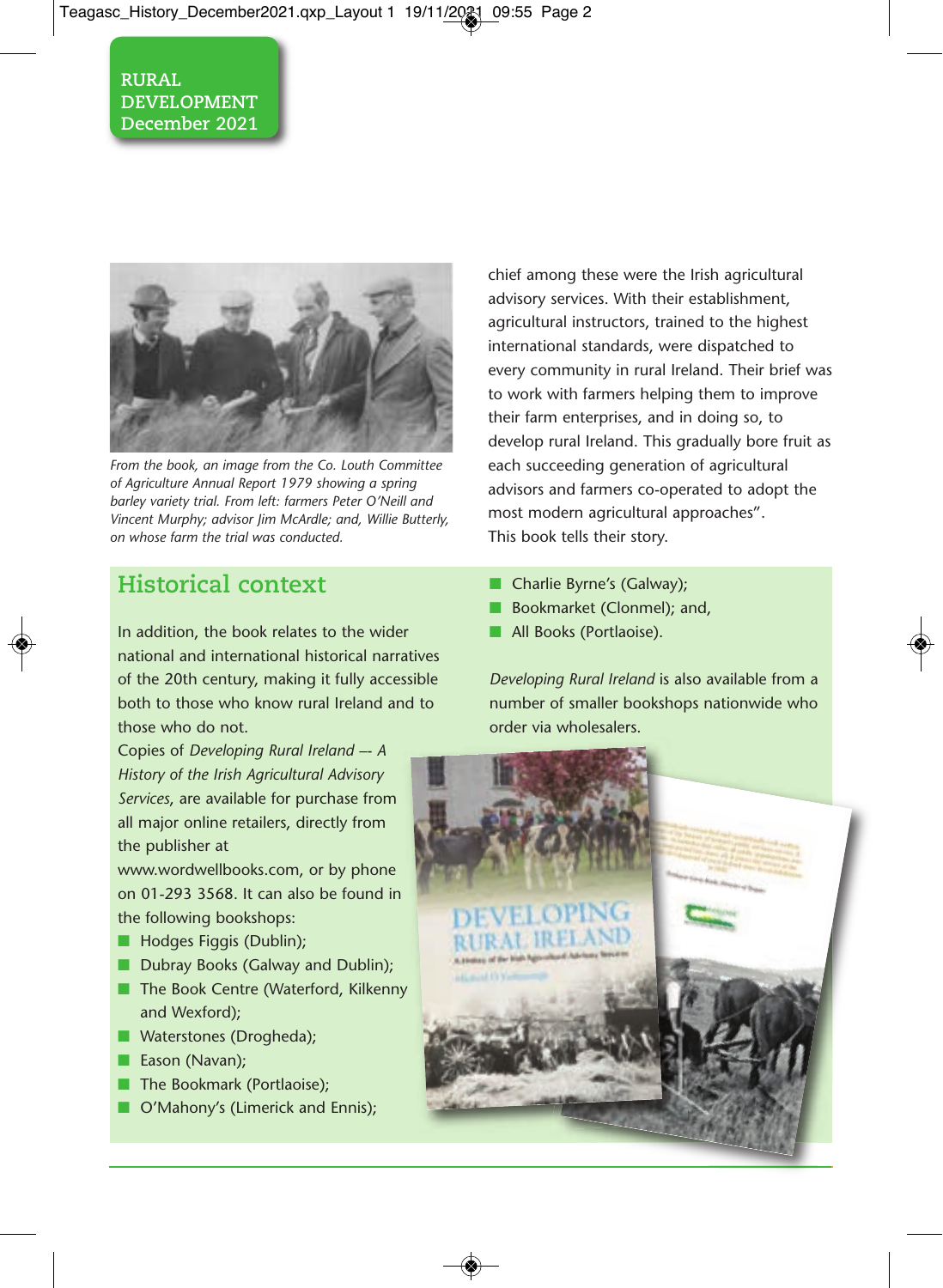From the book, an image from the Co. Louth Committee of Agriculture Annual Report 1979 showing a spring barley variety trial. From left: farmers Peter O'Neill and Vincent Murphy; advisor Jim McArdle; and, Willie Butterly, on whose farm the trial was conducted.

chief among these were the Irish agricultural advisory services. With their establishment, agricultural instructors, trained to the highest international standards, were dispatched to every community in rural Ireland. Their brief was to work with farmers helping them to improve their farm enterprises, and in doing so, to develop rural Ireland. This gradually bore fruit as each succeeding generation of agricultural advisors and farmers co-operated to adopt the most modern agricultural approaches".
This book tells their story.

## Historical context

In addition, the book relates to the wider national and international historical narratives of the 20th century, making it fully accessible both to those who know rural Ireland and to those who do not.
Copies of *Developing Rural Ireland –- A History of the Irish Agricultural Advisory Services*, are available for purchase from all major online retailers, directly from the publisher at www.wordwellbooks.com, or by phone on 01-293 3568. It can also be found in the following bookshops:

- Hodges Figgis (Dublin);
- Dubray Books (Galway and Dublin);
- The Book Centre (Waterford, Kilkenny and Wexford);
- Waterstones (Drogheda);
- Eason (Navan);
- The Bookmark (Portlaoise);
- O'Mahony's (Limerick and Ennis);
- Charlie Byrne's (Galway);
- Bookmarket (Clonmel); and,
- All Books (Portlaoise).

*Developing Rural Ireland* is also available from a number of smaller bookshops nationwide who order via wholesalers.